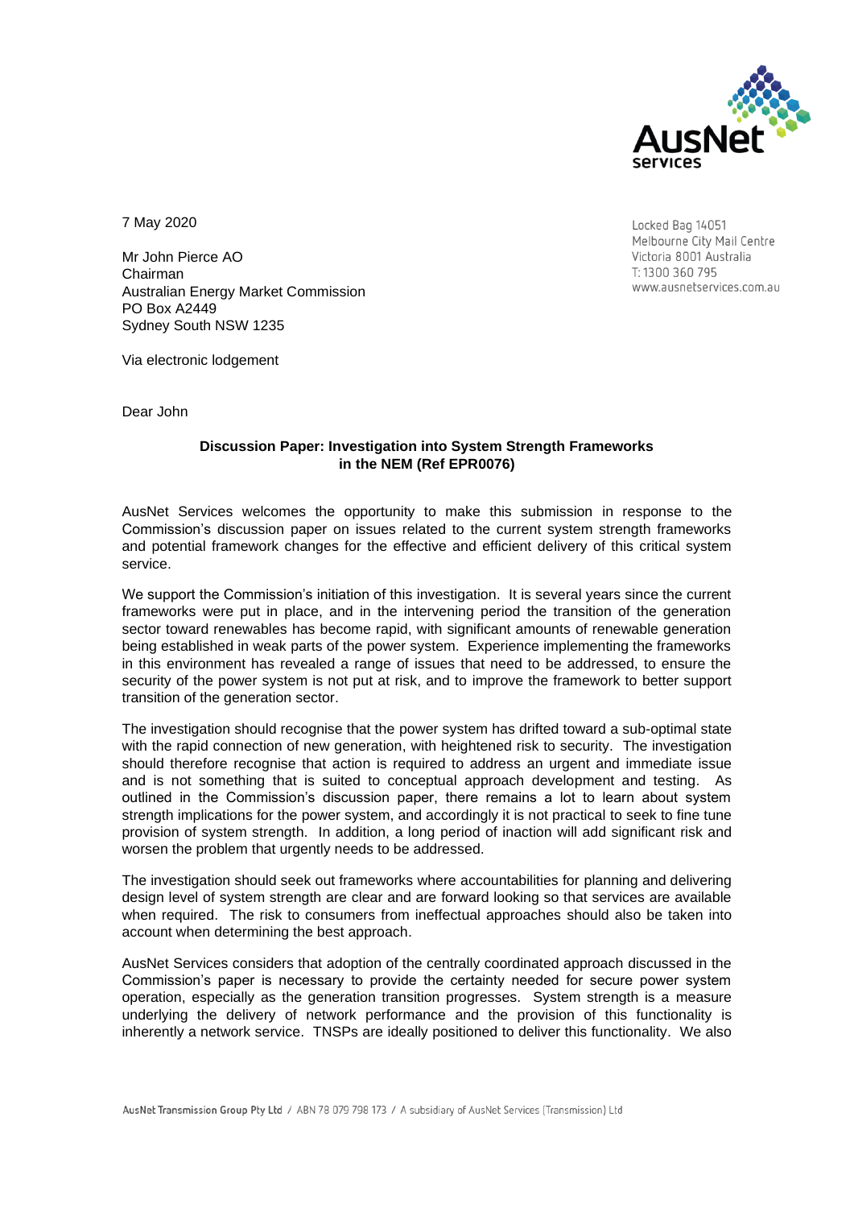7 May 2020

Locked Bag 14051
Melbourne City Mail Centre
Victoria 8001 Australia
T: 1300 360 795
www.ausnetservices.com.au

Mr John Pierce AO
Chairman
Australian Energy Market Commission
PO Box A2449
Sydney South NSW 1235

Via electronic lodgement

Dear John

**Discussion Paper: Investigation into System Strength Frameworks in the NEM (Ref EPR0076)**

AusNet Services welcomes the opportunity to make this submission in response to the Commission's discussion paper on issues related to the current system strength frameworks and potential framework changes for the effective and efficient delivery of this critical system service.

We support the Commission's initiation of this investigation. It is several years since the current frameworks were put in place, and in the intervening period the transition of the generation sector toward renewables has become rapid, with significant amounts of renewable generation being established in weak parts of the power system. Experience implementing the frameworks in this environment has revealed a range of issues that need to be addressed, to ensure the security of the power system is not put at risk, and to improve the framework to better support transition of the generation sector.

The investigation should recognise that the power system has drifted toward a sub-optimal state with the rapid connection of new generation, with heightened risk to security. The investigation should therefore recognise that action is required to address an urgent and immediate issue and is not something that is suited to conceptual approach development and testing. As outlined in the Commission's discussion paper, there remains a lot to learn about system strength implications for the power system, and accordingly it is not practical to seek to fine tune provision of system strength. In addition, a long period of inaction will add significant risk and worsen the problem that urgently needs to be addressed.

The investigation should seek out frameworks where accountabilities for planning and delivering design level of system strength are clear and are forward looking so that services are available when required. The risk to consumers from ineffectual approaches should also be taken into account when determining the best approach.

AusNet Services considers that adoption of the centrally coordinated approach discussed in the Commission's paper is necessary to provide the certainty needed for secure power system operation, especially as the generation transition progresses. System strength is a measure underlying the delivery of network performance and the provision of this functionality is inherently a network service. TNSPs are ideally positioned to deliver this functionality. We also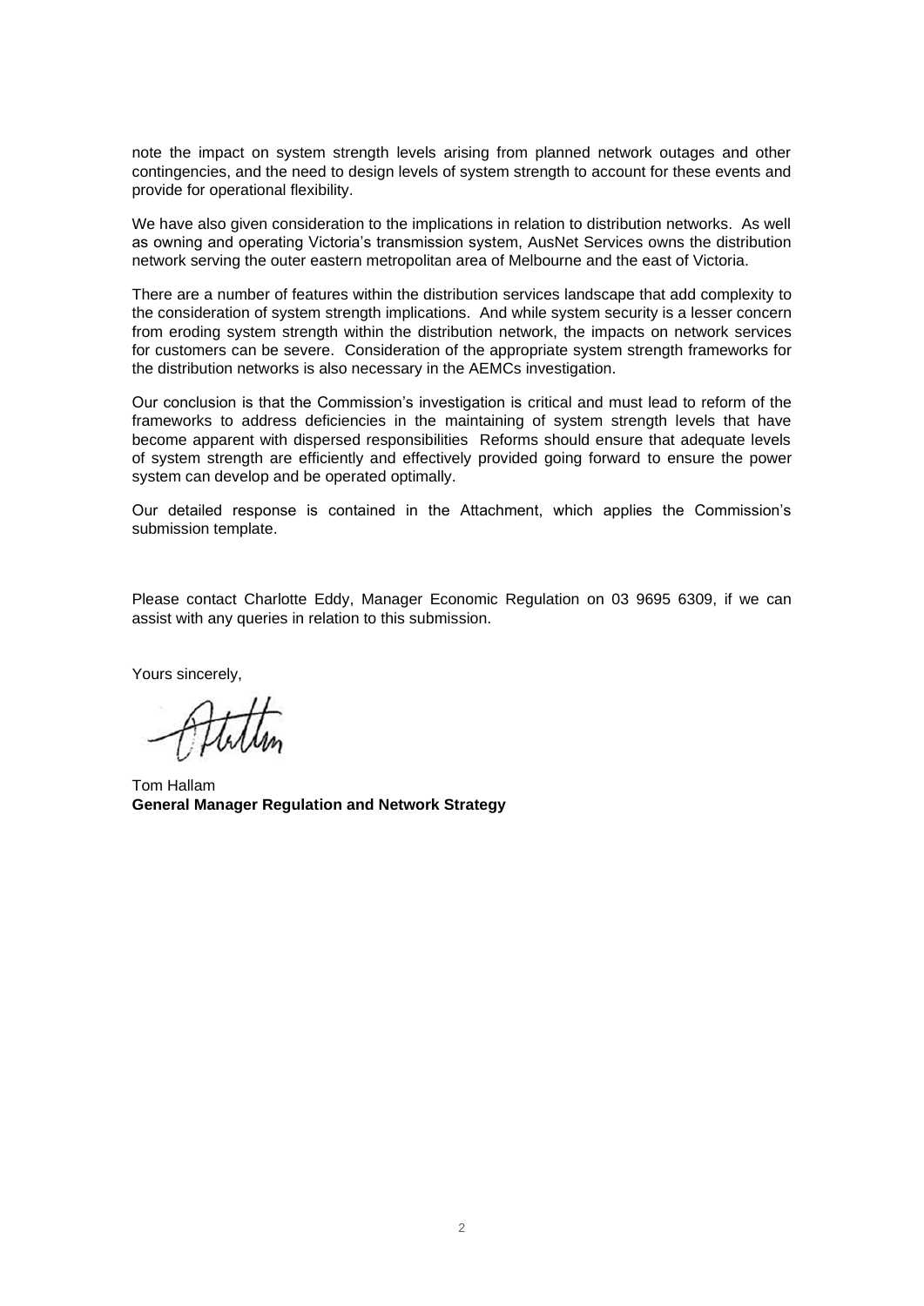note the impact on system strength levels arising from planned network outages and other contingencies, and the need to design levels of system strength to account for these events and provide for operational flexibility.

We have also given consideration to the implications in relation to distribution networks. As well as owning and operating Victoria's transmission system, AusNet Services owns the distribution network serving the outer eastern metropolitan area of Melbourne and the east of Victoria.

There are a number of features within the distribution services landscape that add complexity to the consideration of system strength implications. And while system security is a lesser concern from eroding system strength within the distribution network, the impacts on network services for customers can be severe. Consideration of the appropriate system strength frameworks for the distribution networks is also necessary in the AEMCs investigation.

Our conclusion is that the Commission's investigation is critical and must lead to reform of the frameworks to address deficiencies in the maintaining of system strength levels that have become apparent with dispersed responsibilities Reforms should ensure that adequate levels of system strength are efficiently and effectively provided going forward to ensure the power system can develop and be operated optimally.

Our detailed response is contained in the Attachment, which applies the Commission's submission template.

Please contact Charlotte Eddy, Manager Economic Regulation on 03 9695 6309, if we can assist with any queries in relation to this submission.

Yours sincerely,

Tom Hallam
**General Manager Regulation and Network Strategy**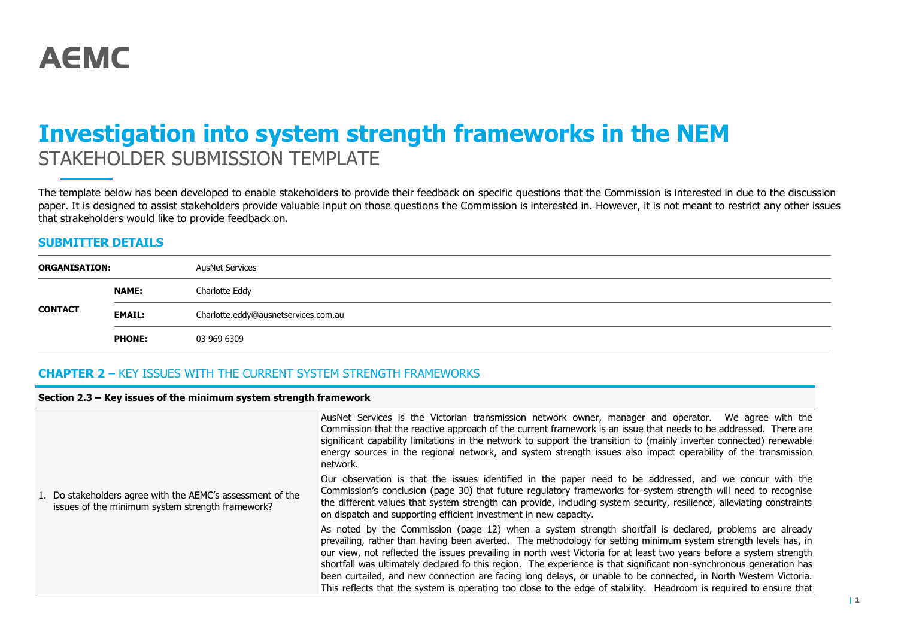AEMC

# Investigation into system strength frameworks in the NEM

STAKEHOLDER SUBMISSION TEMPLATE

The template below has been developed to enable stakeholders to provide their feedback on specific questions that the Commission is interested in due to the discussion paper. It is designed to assist stakeholders provide valuable input on those questions the Commission is interested in. However, it is not meant to restrict any other issues that stakeholders would like to provide feedback on.

## SUBMITTER DETAILS

| ORGANISATION: | | AusNet Services |
|---|---|---|
| CONTACT | NAME: | Charlotte Eddy |
| | EMAIL: | Charlotte.eddy@ausnetservices.com.au |
| | PHONE: | 03 969 6309 |

## CHAPTER 2 – KEY ISSUES WITH THE CURRENT SYSTEM STRENGTH FRAMEWORKS

| Section 2.3 – Key issues of the minimum system strength framework | |
|---|---|
| 1. Do stakeholders agree with the AEMC's assessment of the issues of the minimum system strength framework? | AusNet Services is the Victorian transmission network owner, manager and operator. We agree with the Commission that the reactive approach of the current framework is an issue that needs to be addressed. There are significant capability limitations in the network to support the transition to (mainly inverter connected) renewable energy sources in the regional network, and system strength issues also impact operability of the transmission network.<br><br>Our observation is that the issues identified in the paper need to be addressed, and we concur with the Commission's conclusion (page 30) that future regulatory frameworks for system strength will need to recognise the different values that system strength can provide, including system security, resilience, alleviating constraints on dispatch and supporting efficient investment in new capacity.<br><br>As noted by the Commission (page 12) when a system strength shortfall is declared, problems are already prevailing, rather than having been averted. The methodology for setting minimum system strength levels has, in our view, not reflected the issues prevailing in north west Victoria for at least two years before a system strength shortfall was ultimately declared fo this region. The experience is that significant non-synchronous generation has been curtailed, and new connection are facing long delays, or unable to be connected, in North Western Victoria. This reflects that the system is operating too close to the edge of stability. Headroom is required to ensure that |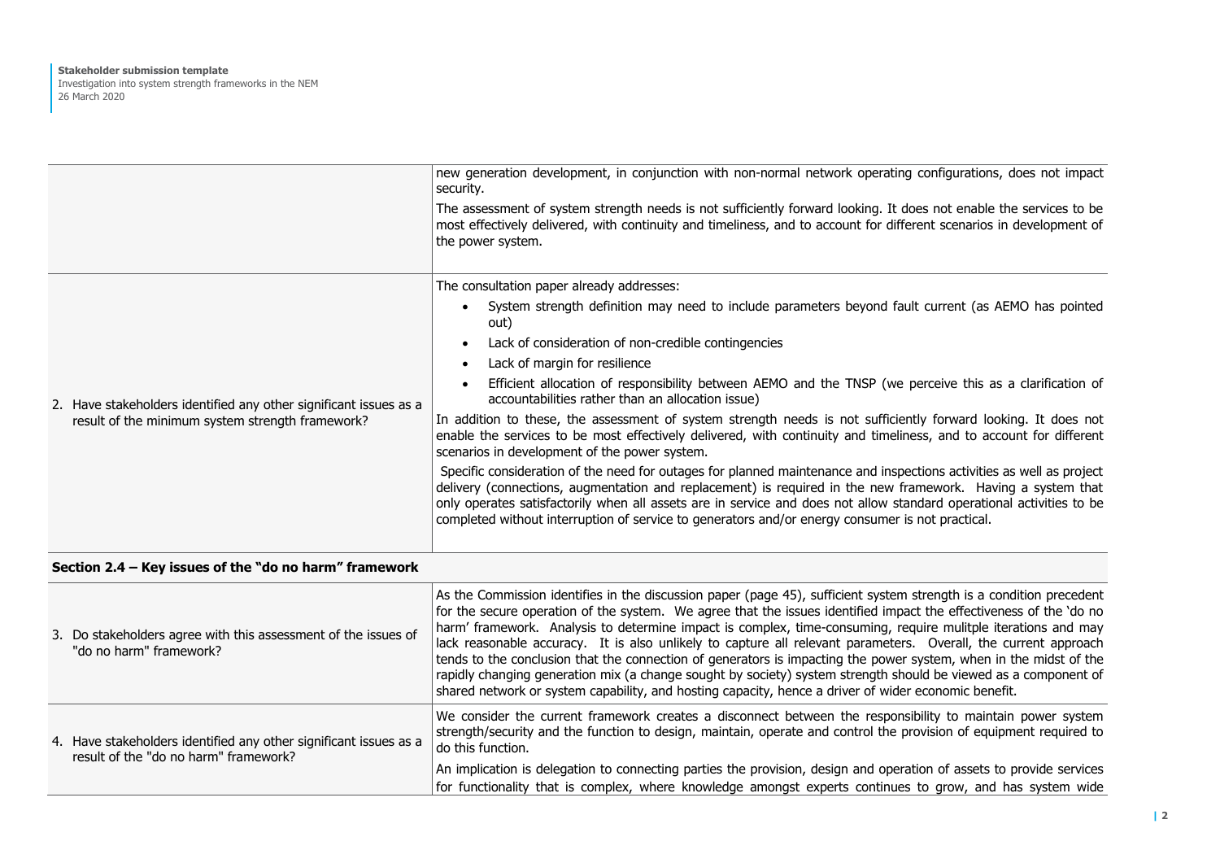| | |
|---|---|
| | new generation development, in conjunction with non-normal network operating configurations, does not impact security.<br><br>The assessment of system strength needs is not sufficiently forward looking. It does not enable the services to be most effectively delivered, with continuity and timeliness, and to account for different scenarios in development of the power system. |
| 2. Have stakeholders identified any other significant issues as a result of the minimum system strength framework? | The consultation paper already addresses:<br><br>• System strength definition may need to include parameters beyond fault current (as AEMO has pointed out)<br>• Lack of consideration of non-credible contingencies<br>• Lack of margin for resilience<br>• Efficient allocation of responsibility between AEMO and the TNSP (we perceive this as a clarification of accountabilities rather than an allocation issue)<br><br>In addition to these, the assessment of system strength needs is not sufficiently forward looking. It does not enable the services to be most effectively delivered, with continuity and timeliness, and to account for different scenarios in development of the power system.<br><br>Specific consideration of the need for outages for planned maintenance and inspections activities as well as project delivery (connections, augmentation and replacement) is required in the new framework. Having a system that only operates satisfactorily when all assets are in service and does not allow standard operational activities to be completed without interruption of service to generators and/or energy consumer is not practical. |

**Section 2.4 – Key issues of the "do no harm" framework**

| | |
|---|---|
| 3. Do stakeholders agree with this assessment of the issues of "do no harm" framework? | As the Commission identifies in the discussion paper (page 45), sufficient system strength is a condition precedent for the secure operation of the system. We agree that the issues identified impact the effectiveness of the 'do no harm' framework. Analysis to determine impact is complex, time-consuming, require mulitple iterations and may lack reasonable accuracy. It is also unlikely to capture all relevant parameters. Overall, the current approach tends to the conclusion that the connection of generators is impacting the power system, when in the midst of the rapidly changing generation mix (a change sought by society) system strength should be viewed as a component of shared network or system capability, and hosting capacity, hence a driver of wider economic benefit. |
| 4. Have stakeholders identified any other significant issues as a result of the "do no harm" framework? | We consider the current framework creates a disconnect between the responsibility to maintain power system strength/security and the function to design, maintain, operate and control the provision of equipment required to do this function.<br><br>An implication is delegation to connecting parties the provision, design and operation of assets to provide services for functionality that is complex, where knowledge amongst experts continues to grow, and has system wide |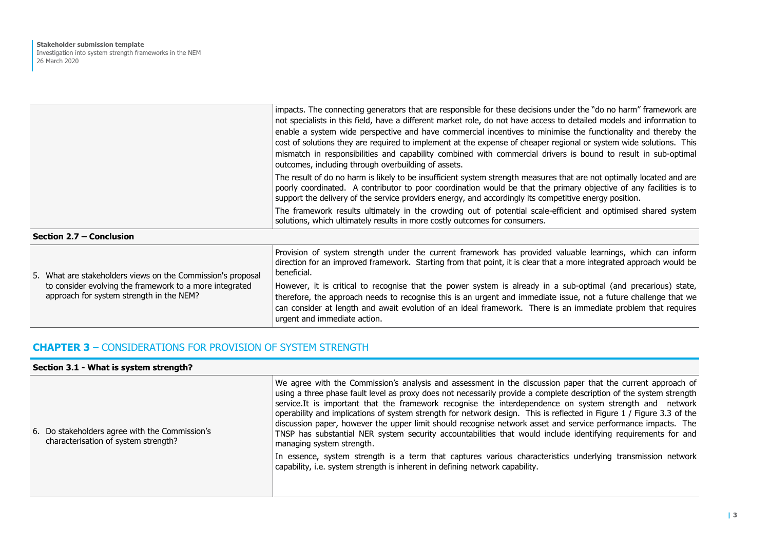| | |
|---|---|
| | impacts. The connecting generators that are responsible for these decisions under the "do no harm" framework are not specialists in this field, have a different market role, do not have access to detailed models and information to enable a system wide perspective and have commercial incentives to minimise the functionality and thereby the cost of solutions they are required to implement at the expense of cheaper regional or system wide solutions. This mismatch in responsibilities and capability combined with commercial drivers is bound to result in sub-optimal outcomes, including through overbuilding of assets.<br><br>The result of do no harm is likely to be insufficient system strength measures that are not optimally located and are poorly coordinated. A contributor to poor coordination would be that the primary objective of any facilities is to support the delivery of the service providers energy, and accordingly its competitive energy position.<br><br>The framework results ultimately in the crowding out of potential scale-efficient and optimised shared system solutions, which ultimately results in more costly outcomes for consumers. |
| **Section 2.7 – Conclusion** | |
| 5. What are stakeholders views on the Commission's proposal to consider evolving the framework to a more integrated approach for system strength in the NEM? | Provision of system strength under the current framework has provided valuable learnings, which can inform direction for an improved framework. Starting from that point, it is clear that a more integrated approach would be beneficial.<br><br>However, it is critical to recognise that the power system is already in a sub-optimal (and precarious) state, therefore, the approach needs to recognise this is an urgent and immediate issue, not a future challenge that we can consider at length and await evolution of an ideal framework. There is an immediate problem that requires urgent and immediate action. |

## **CHAPTER 3** – CONSIDERATIONS FOR PROVISION OF SYSTEM STRENGTH

| | |
|---|---|
| **Section 3.1 - What is system strength?** | |
| 6. Do stakeholders agree with the Commission's characterisation of system strength? | We agree with the Commission's analysis and assessment in the discussion paper that the current approach of using a three phase fault level as proxy does not necessarily provide a complete description of the system strength service.It is important that the framework recognise the interdependence on system strength and network operability and implications of system strength for network design. This is reflected in Figure 1 / Figure 3.3 of the discussion paper, however the upper limit should recognise network asset and service performance impacts. The TNSP has substantial NER system security accountabilities that would include identifying requirements for and managing system strength.<br><br>In essence, system strength is a term that captures various characteristics underlying transmission network capability, i.e. system strength is inherent in defining network capability. |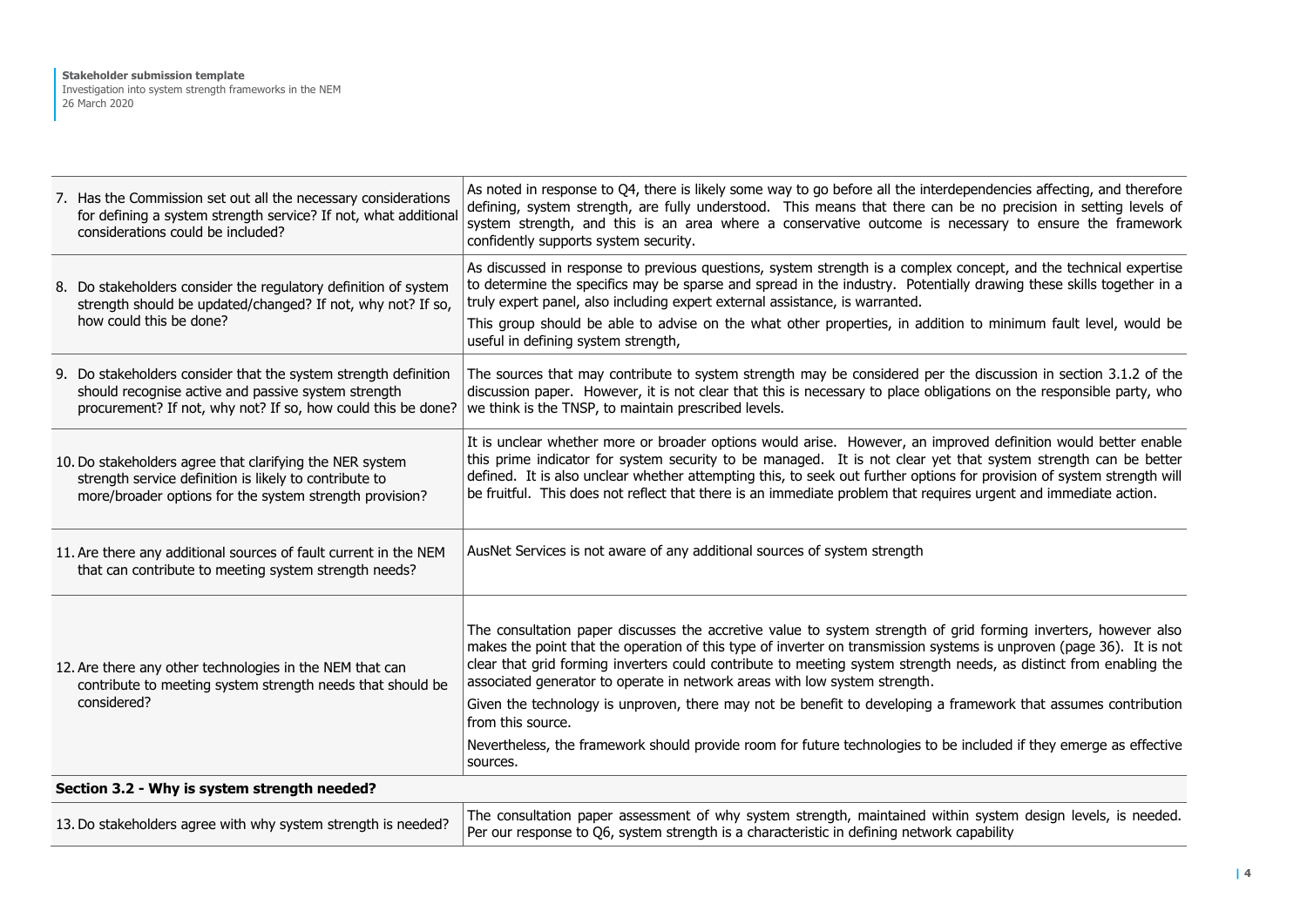| | |
|---|---|
| 7. Has the Commission set out all the necessary considerations for defining a system strength service? If not, what additional considerations could be included? | As noted in response to Q4, there is likely some way to go before all the interdependencies affecting, and therefore defining, system strength, are fully understood. This means that there can be no precision in setting levels of system strength, and this is an area where a conservative outcome is necessary to ensure the framework confidently supports system security. |
| 8. Do stakeholders consider the regulatory definition of system strength should be updated/changed? If not, why not? If so, how could this be done? | As discussed in response to previous questions, system strength is a complex concept, and the technical expertise to determine the specifics may be sparse and spread in the industry. Potentially drawing these skills together in a truly expert panel, also including expert external assistance, is warranted.<br><br>This group should be able to advise on the what other properties, in addition to minimum fault level, would be useful in defining system strength, |
| 9. Do stakeholders consider that the system strength definition should recognise active and passive system strength procurement? If not, why not? If so, how could this be done? | The sources that may contribute to system strength may be considered per the discussion in section 3.1.2 of the discussion paper. However, it is not clear that this is necessary to place obligations on the responsible party, who we think is the TNSP, to maintain prescribed levels. |
| 10. Do stakeholders agree that clarifying the NER system strength service definition is likely to contribute to more/broader options for the system strength provision? | It is unclear whether more or broader options would arise. However, an improved definition would better enable this prime indicator for system security to be managed. It is not clear yet that system strength can be better defined. It is also unclear whether attempting this, to seek out further options for provision of system strength will be fruitful. This does not reflect that there is an immediate problem that requires urgent and immediate action. |
| 11. Are there any additional sources of fault current in the NEM that can contribute to meeting system strength needs? | AusNet Services is not aware of any additional sources of system strength |
| 12. Are there any other technologies in the NEM that can contribute to meeting system strength needs that should be considered? | The consultation paper discusses the accretive value to system strength of grid forming inverters, however also makes the point that the operation of this type of inverter on transmission systems is unproven (page 36). It is not clear that grid forming inverters could contribute to meeting system strength needs, as distinct from enabling the associated generator to operate in network areas with low system strength.<br><br>Given the technology is unproven, there may not be benefit to developing a framework that assumes contribution from this source.<br><br>Nevertheless, the framework should provide room for future technologies to be included if they emerge as effective sources. |
| **Section 3.2 - Why is system strength needed?** | |
| 13. Do stakeholders agree with why system strength is needed? | The consultation paper assessment of why system strength, maintained within system design levels, is needed. Per our response to Q6, system strength is a characteristic in defining network capability |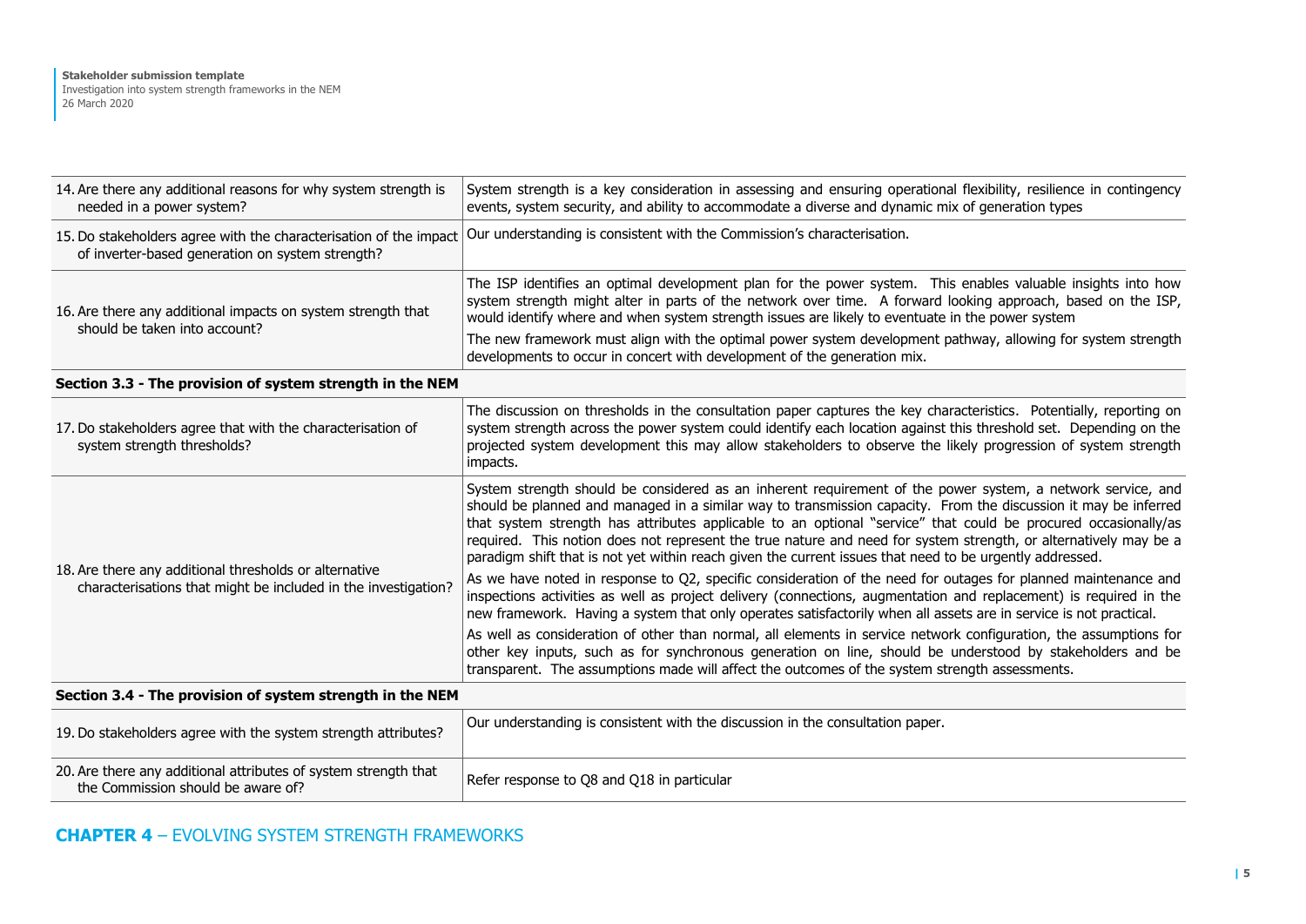| | |
|---|---|
| 14. Are there any additional reasons for why system strength is needed in a power system? | System strength is a key consideration in assessing and ensuring operational flexibility, resilience in contingency events, system security, and ability to accommodate a diverse and dynamic mix of generation types |
| 15. Do stakeholders agree with the characterisation of the impact of inverter-based generation on system strength? | Our understanding is consistent with the Commission's characterisation. |
| 16. Are there any additional impacts on system strength that should be taken into account? | The ISP identifies an optimal development plan for the power system. This enables valuable insights into how system strength might alter in parts of the network over time. A forward looking approach, based on the ISP, would identify where and when system strength issues are likely to eventuate in the power system<br><br>The new framework must align with the optimal power system development pathway, allowing for system strength developments to occur in concert with development of the generation mix. |
| **Section 3.3 - The provision of system strength in the NEM** | |
| 17. Do stakeholders agree that with the characterisation of system strength thresholds? | The discussion on thresholds in the consultation paper captures the key characteristics. Potentially, reporting on system strength across the power system could identify each location against this threshold set. Depending on the projected system development this may allow stakeholders to observe the likely progression of system strength impacts. |
| 18. Are there any additional thresholds or alternative characterisations that might be included in the investigation? | System strength should be considered as an inherent requirement of the power system, a network service, and should be planned and managed in a similar way to transmission capacity. From the discussion it may be inferred that system strength has attributes applicable to an optional "service" that could be procured occasionally/as required. This notion does not represent the true nature and need for system strength, or alternatively may be a paradigm shift that is not yet within reach given the current issues that need to be urgently addressed.<br><br>As we have noted in response to Q2, specific consideration of the need for outages for planned maintenance and inspections activities as well as project delivery (connections, augmentation and replacement) is required in the new framework. Having a system that only operates satisfactorily when all assets are in service is not practical.<br><br>As well as consideration of other than normal, all elements in service network configuration, the assumptions for other key inputs, such as for synchronous generation on line, should be understood by stakeholders and be transparent. The assumptions made will affect the outcomes of the system strength assessments. |
| **Section 3.4 - The provision of system strength in the NEM** | |
| 19. Do stakeholders agree with the system strength attributes? | Our understanding is consistent with the discussion in the consultation paper. |
| 20. Are there any additional attributes of system strength that the Commission should be aware of? | Refer response to Q8 and Q18 in particular |

## CHAPTER 4 – EVOLVING SYSTEM STRENGTH FRAMEWORKS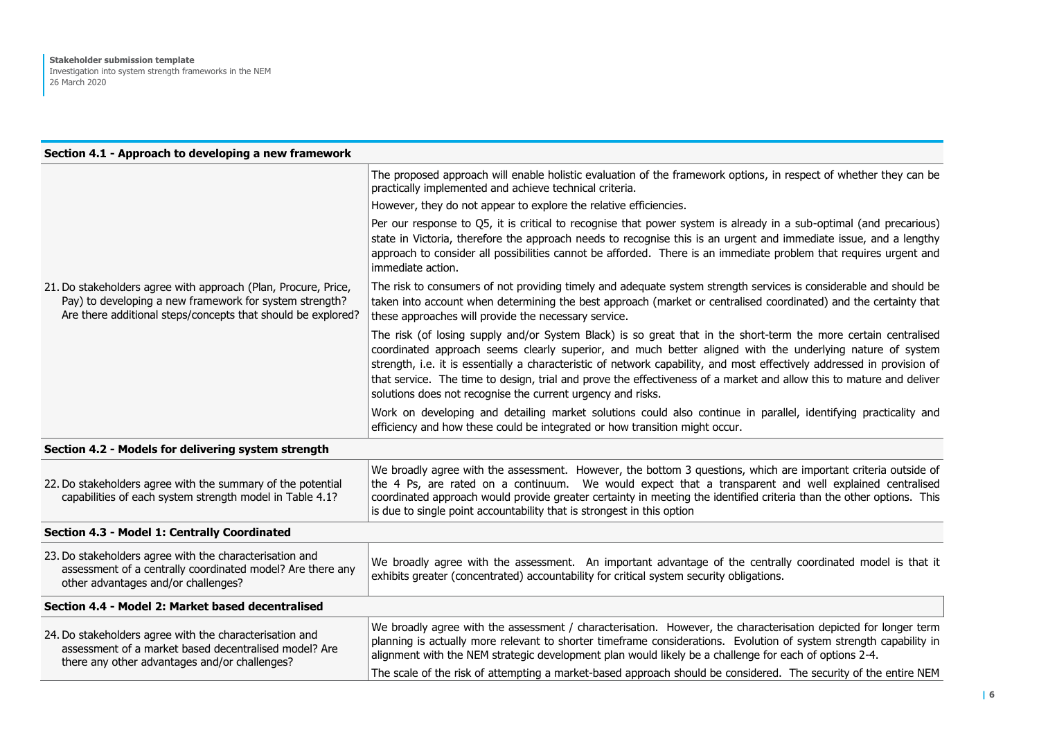| Section 4.1 - Approach to developing a new framework | |
|---|---|
| 21. Do stakeholders agree with approach (Plan, Procure, Price, Pay) to developing a new framework for system strength? Are there additional steps/concepts that should be explored? | The proposed approach will enable holistic evaluation of the framework options, in respect of whether they can be practically implemented and achieve technical criteria.<br><br>However, they do not appear to explore the relative efficiencies.<br><br>Per our response to Q5, it is critical to recognise that power system is already in a sub-optimal (and precarious) state in Victoria, therefore the approach needs to recognise this is an urgent and immediate issue, and a lengthy approach to consider all possibilities cannot be afforded. There is an immediate problem that requires urgent and immediate action.<br><br>The risk to consumers of not providing timely and adequate system strength services is considerable and should be taken into account when determining the best approach (market or centralised coordinated) and the certainty that these approaches will provide the necessary service.<br><br>The risk (of losing supply and/or System Black) is so great that in the short-term the more certain centralised coordinated approach seems clearly superior, and much better aligned with the underlying nature of system strength, i.e. it is essentially a characteristic of network capability, and most effectively addressed in provision of that service. The time to design, trial and prove the effectiveness of a market and allow this to mature and deliver solutions does not recognise the current urgency and risks.<br><br>Work on developing and detailing market solutions could also continue in parallel, identifying practicality and efficiency and how these could be integrated or how transition might occur. |
| **Section 4.2 - Models for delivering system strength** | |
| 22. Do stakeholders agree with the summary of the potential capabilities of each system strength model in Table 4.1? | We broadly agree with the assessment. However, the bottom 3 questions, which are important criteria outside of the 4 Ps, are rated on a continuum. We would expect that a transparent and well explained centralised coordinated approach would provide greater certainty in meeting the identified criteria than the other options. This is due to single point accountability that is strongest in this option |
| **Section 4.3 - Model 1: Centrally Coordinated** | |
| 23. Do stakeholders agree with the characterisation and assessment of a centrally coordinated model? Are there any other advantages and/or challenges? | We broadly agree with the assessment. An important advantage of the centrally coordinated model is that it exhibits greater (concentrated) accountability for critical system security obligations. |
| **Section 4.4 - Model 2: Market based decentralised** | |
| 24. Do stakeholders agree with the characterisation and assessment of a market based decentralised model? Are there any other advantages and/or challenges? | We broadly agree with the assessment / characterisation. However, the characterisation depicted for longer term planning is actually more relevant to shorter timeframe considerations. Evolution of system strength capability in alignment with the NEM strategic development plan would likely be a challenge for each of options 2-4.<br><br>The scale of the risk of attempting a market-based approach should be considered. The security of the entire NEM |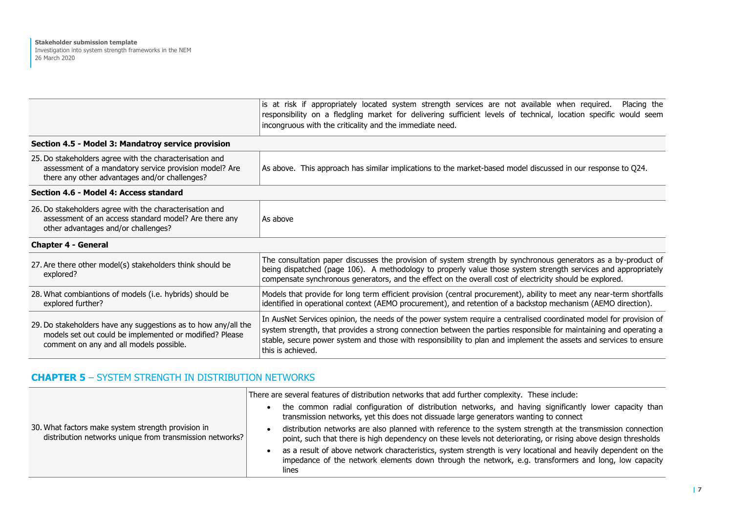| | |
|---|---|
| | is at risk if appropriately located system strength services are not available when required. Placing the responsibility on a fledgling market for delivering sufficient levels of technical, location specific would seem incongruous with the criticality and the immediate need. |
| **Section 4.5 - Model 3: Mandatroy service provision** | |
| 25. Do stakeholders agree with the characterisation and assessment of a mandatory service provision model? Are there any other advantages and/or challenges? | As above. This approach has similar implications to the market-based model discussed in our response to Q24. |
| **Section 4.6 - Model 4: Access standard** | |
| 26. Do stakeholders agree with the characterisation and assessment of an access standard model? Are there any other advantages and/or challenges? | As above |
| **Chapter 4 - General** | |
| 27. Are there other model(s) stakeholders think should be explored? | The consultation paper discusses the provision of system strength by synchronous generators as a by-product of being dispatched (page 106). A methodology to properly value those system strength services and appropriately compensate synchronous generators, and the effect on the overall cost of electricity should be explored. |
| 28. What combiantions of models (i.e. hybrids) should be explored further? | Models that provide for long term efficient provision (central procurement), ability to meet any near-term shortfalls identified in operational context (AEMO procurement), and retention of a backstop mechanism (AEMO direction). |
| 29. Do stakeholders have any suggestions as to how any/all the models set out could be implemented or modified? Please comment on any and all models possible. | In AusNet Services opinion, the needs of the power system require a centralised coordinated model for provision of system strength, that provides a strong connection between the parties responsible for maintaining and operating a stable, secure power system and those with responsibility to plan and implement the assets and services to ensure this is achieved. |

## CHAPTER 5 – SYSTEM STRENGTH IN DISTRIBUTION NETWORKS

| | |
|---|---|
| 30. What factors make system strength provision in distribution networks unique from transmission networks? | There are several features of distribution networks that add further complexity. These include:<br>• the common radial configuration of distribution networks, and having significantly lower capacity than transmission networks, yet this does not dissuade large generators wanting to connect<br>• distribution networks are also planned with reference to the system strength at the transmission connection point, such that there is high dependency on these levels not deteriorating, or rising above design thresholds<br>• as a result of above network characteristics, system strength is very locational and heavily dependent on the impedance of the network elements down through the network, e.g. transformers and long, low capacity lines |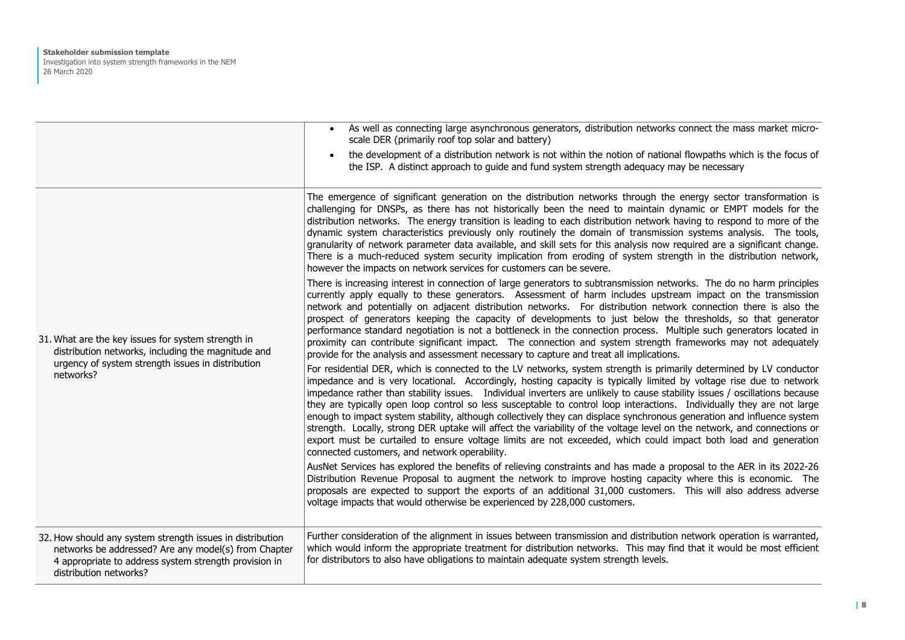| | |
|---|---|
| | • As well as connecting large asynchronous generators, distribution networks connect the mass market micro-scale DER (primarily roof top solar and battery)<br>• the development of a distribution network is not within the notion of national flowpaths which is the focus of the ISP. A distinct approach to guide and fund system strength adequacy may be necessary |
| 31. What are the key issues for system strength in distribution networks, including the magnitude and urgency of system strength issues in distribution networks? | The emergence of significant generation on the distribution networks through the energy sector transformation is challenging for DNSPs, as there has not historically been the need to maintain dynamic or EMPT models for the distribution networks. The energy transition is leading to each distribution network having to respond to more of the dynamic system characteristics previously only routinely the domain of transmission systems analysis. The tools, granularity of network parameter data available, and skill sets for this analysis now required are a significant change. There is a much-reduced system security implication from eroding of system strength in the distribution network, however the impacts on network services for customers can be severe.<br><br>There is increasing interest in connection of large generators to subtransmission networks. The do no harm principles currently apply equally to these generators. Assessment of harm includes upstream impact on the transmission network and potentially on adjacent distribution networks. For distribution network connection there is also the prospect of generators keeping the capacity of developments to just below the thresholds, so that generator performance standard negotiation is not a bottleneck in the connection process. Multiple such generators located in proximity can contribute significant impact. The connection and system strength frameworks may not adequately provide for the analysis and assessment necessary to capture and treat all implications.<br><br>For residential DER, which is connected to the LV networks, system strength is primarily determined by LV conductor impedance and is very locational. Accordingly, hosting capacity is typically limited by voltage rise due to network impedance rather than stability issues. Individual inverters are unlikely to cause stability issues / oscillations because they are typically open loop control so less susceptable to control loop interactions. Individually they are not large enough to impact system stability, although collectively they can displace synchronous generation and influence system strength. Locally, strong DER uptake will affect the variability of the voltage level on the network, and connections or export must be curtailed to ensure voltage limits are not exceeded, which could impact both load and generation connected customers, and network operability.<br><br>AusNet Services has explored the benefits of relieving constraints and has made a proposal to the AER in its 2022-26 Distribution Revenue Proposal to augment the network to improve hosting capacity where this is economic. The proposals are expected to support the exports of an additional 31,000 customers. This will also address adverse voltage impacts that would otherwise be experienced by 228,000 customers. |
| 32. How should any system strength issues in distribution networks be addressed? Are any model(s) from Chapter 4 appropriate to address system strength provision in distribution networks? | Further consideration of the alignment in issues between transmission and distribution network operation is warranted, which would inform the appropriate treatment for distribution networks. This may find that it would be most efficient for distributors to also have obligations to maintain adequate system strength levels. |